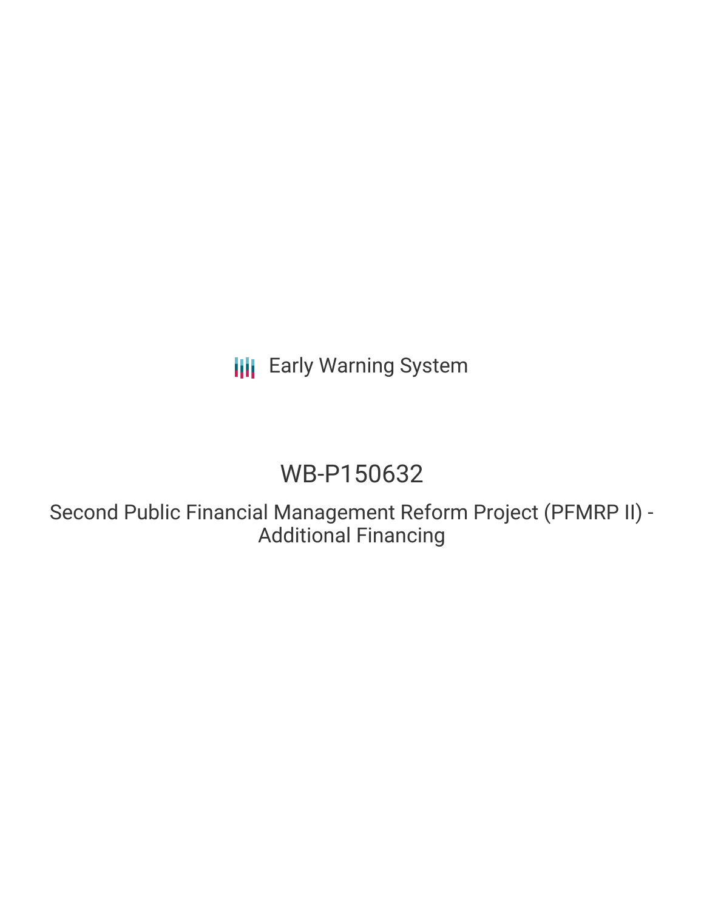Early Warning System

# WB-P150632

## Second Public Financial Management Reform Project (PFMRP II) - Additional Financing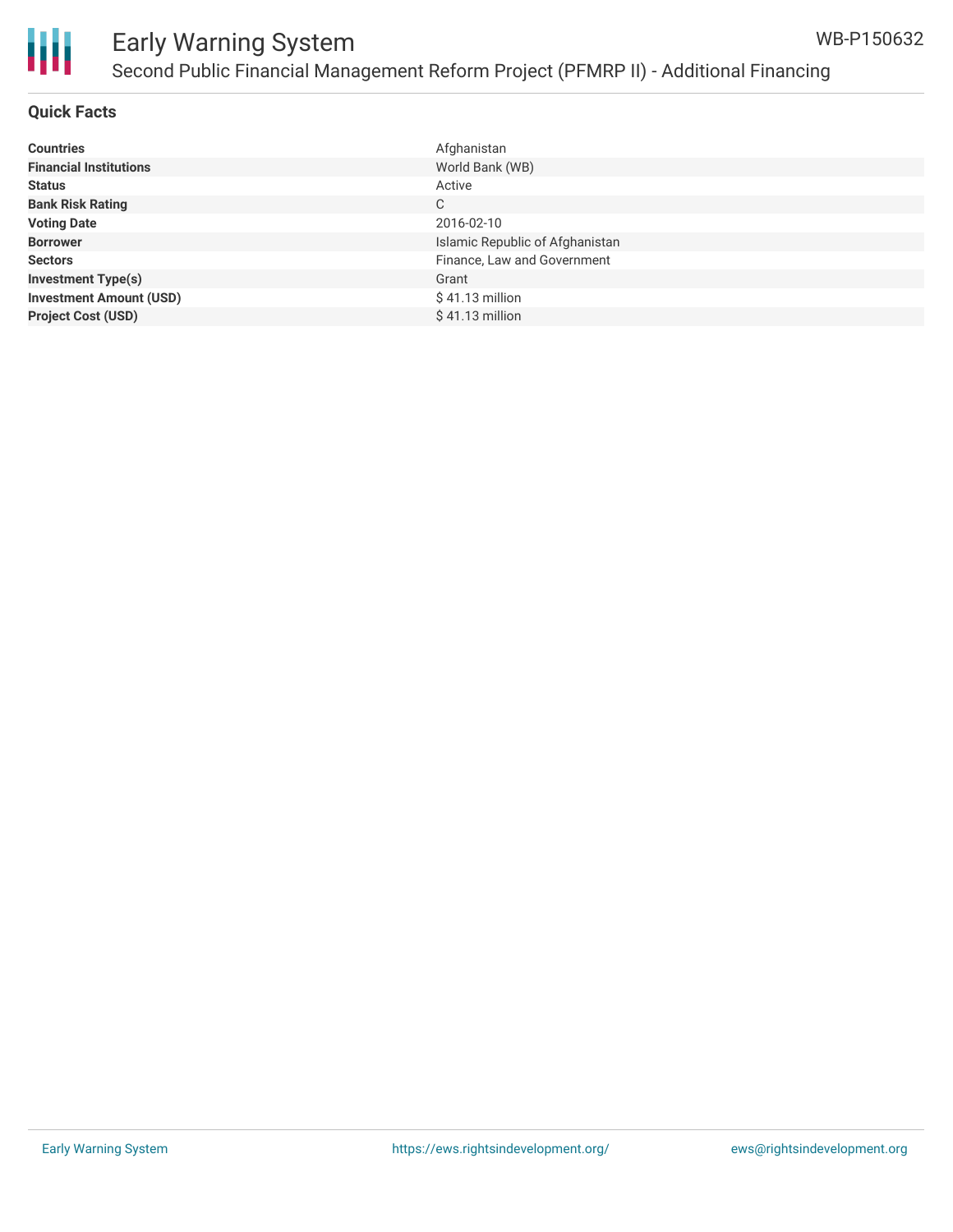## Quick Facts

| | |
|---|---|
| **Countries** | Afghanistan |
| **Financial Institutions** | World Bank (WB) |
| **Status** | Active |
| **Bank Risk Rating** | C |
| **Voting Date** | 2016-02-10 |
| **Borrower** | Islamic Republic of Afghanistan |
| **Sectors** | Finance, Law and Government |
| **Investment Type(s)** | Grant |
| **Investment Amount (USD)** | $ 41.13 million |
| **Project Cost (USD)** | $ 41.13 million |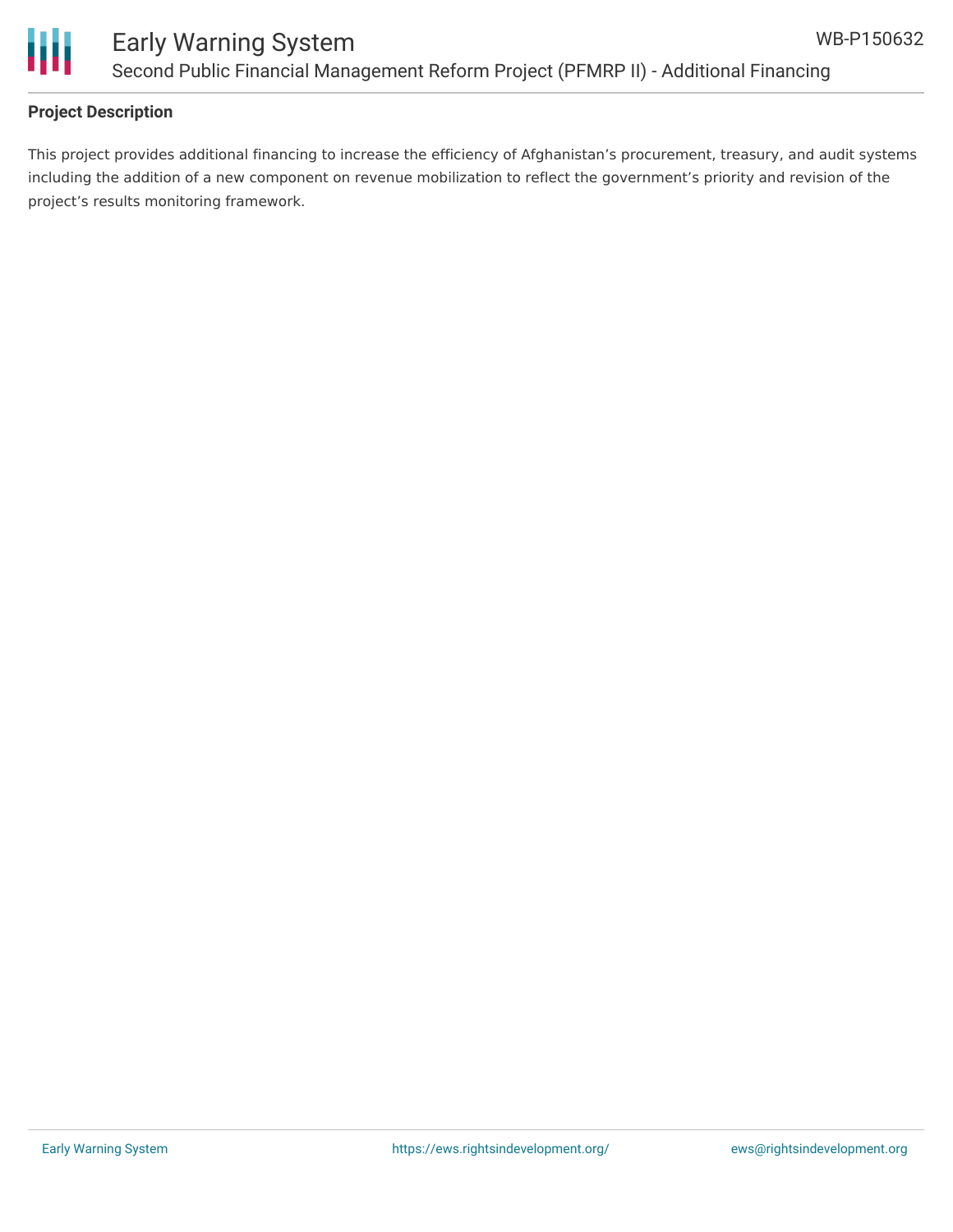**Project Description**

This project provides additional financing to increase the efficiency of Afghanistan's procurement, treasury, and audit systems including the addition of a new component on revenue mobilization to reflect the government's priority and revision of the project's results monitoring framework.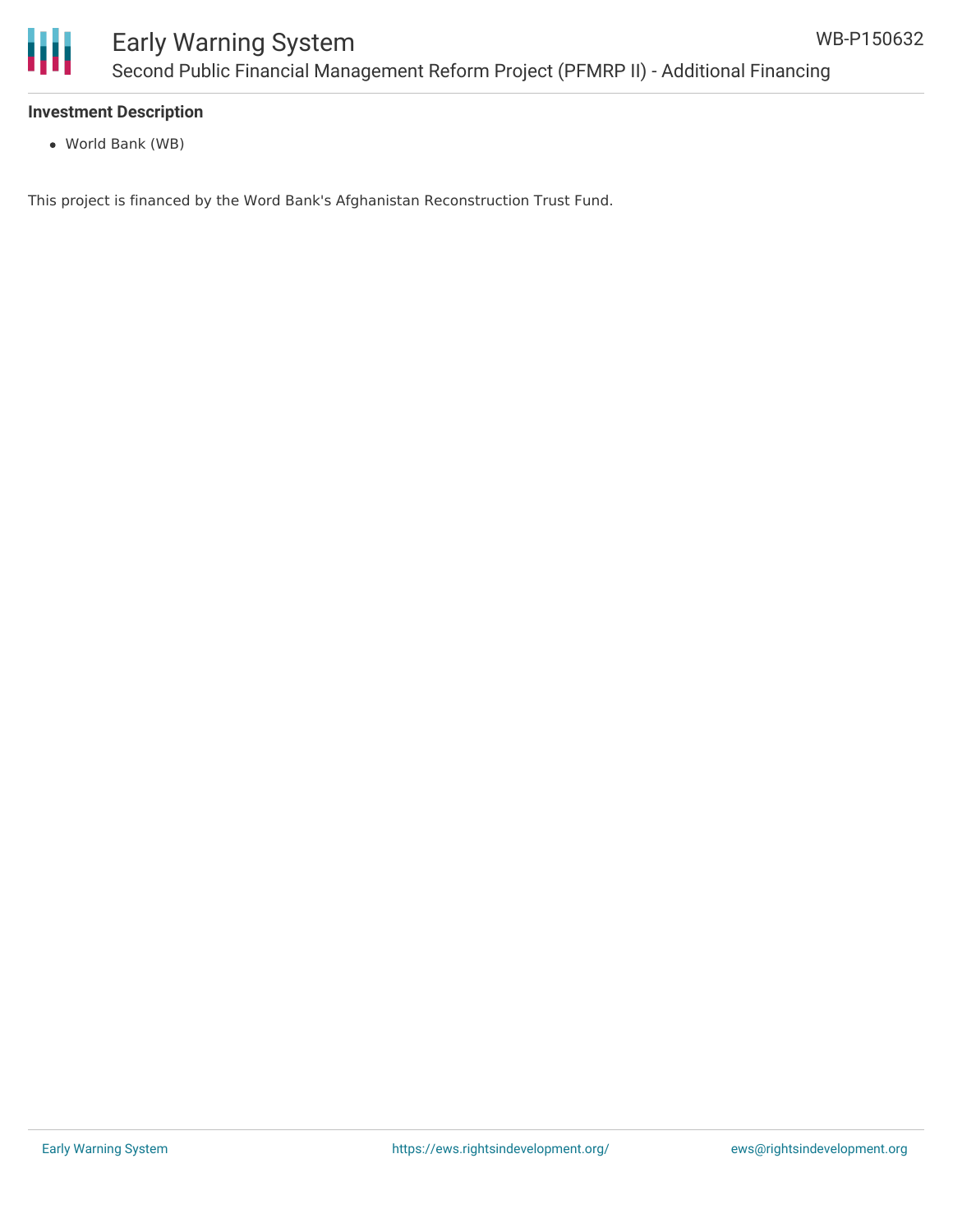**Investment Description**

- World Bank (WB)

This project is financed by the Word Bank's Afghanistan Reconstruction Trust Fund.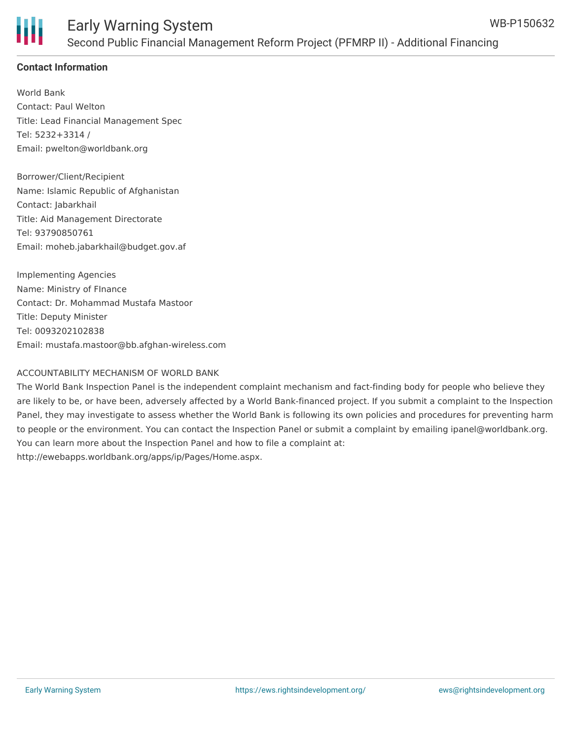## Contact Information

World Bank
Contact: Paul Welton
Title: Lead Financial Management Spec
Tel: 5232+3314 /
Email: pwelton@worldbank.org

Borrower/Client/Recipient
Name: Islamic Republic of Afghanistan
Contact: Jabarkhail
Title: Aid Management Directorate
Tel: 93790850761
Email: moheb.jabarkhail@budget.gov.af

Implementing Agencies
Name: Ministry of FInance
Contact: Dr. Mohammad Mustafa Mastoor
Title: Deputy Minister
Tel: 0093202102838
Email: mustafa.mastoor@bb.afghan-wireless.com

ACCOUNTABILITY MECHANISM OF WORLD BANK
The World Bank Inspection Panel is the independent complaint mechanism and fact-finding body for people who believe they are likely to be, or have been, adversely affected by a World Bank-financed project. If you submit a complaint to the Inspection Panel, they may investigate to assess whether the World Bank is following its own policies and procedures for preventing harm to people or the environment. You can contact the Inspection Panel or submit a complaint by emailing ipanel@worldbank.org. You can learn more about the Inspection Panel and how to file a complaint at: http://ewebapps.worldbank.org/apps/ip/Pages/Home.aspx.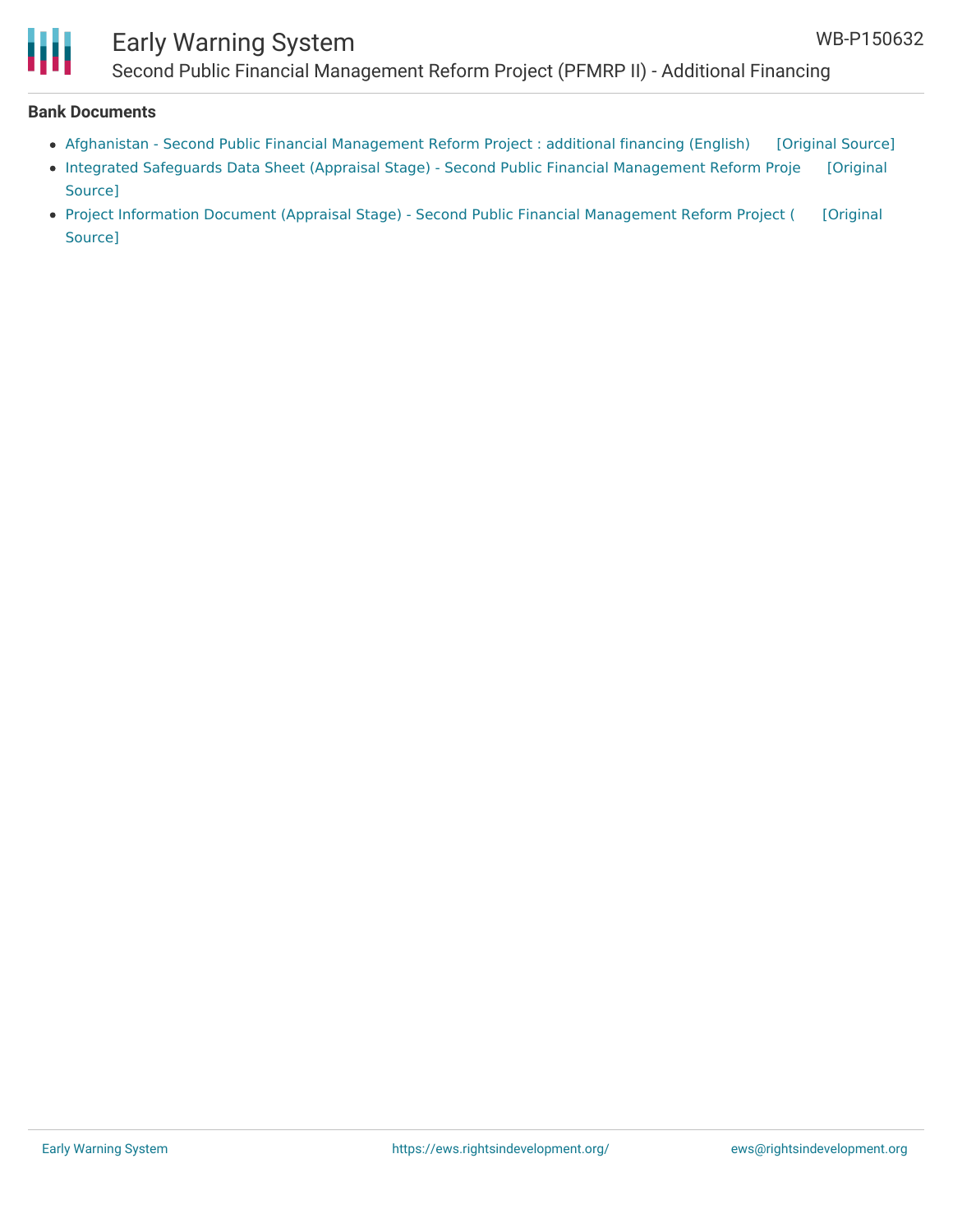## Bank Documents

- Afghanistan - Second Public Financial Management Reform Project : additional financing (English) [Original Source]
- Integrated Safeguards Data Sheet (Appraisal Stage) - Second Public Financial Management Reform Proje [Original Source]
- Project Information Document (Appraisal Stage) - Second Public Financial Management Reform Project ( [Original Source]